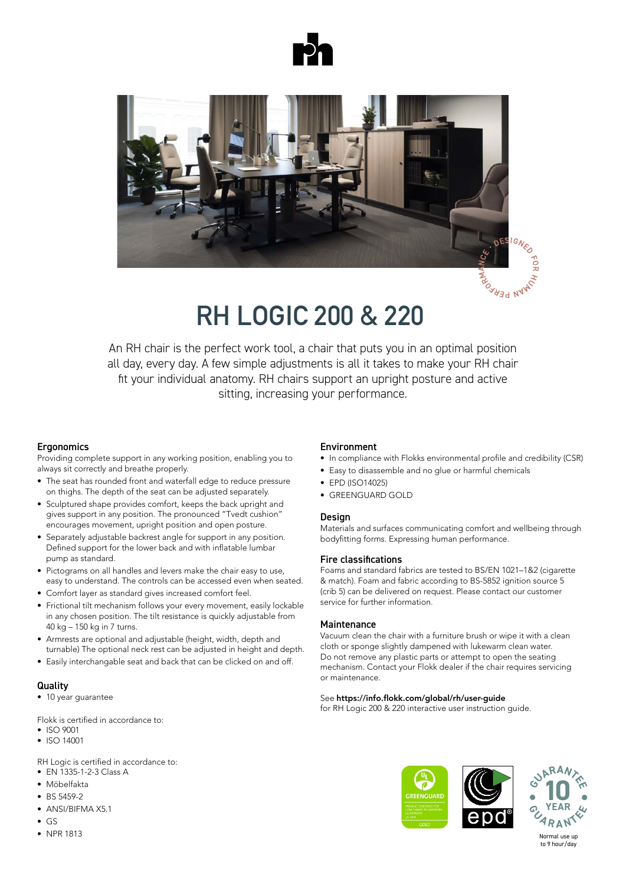# RH LOGIC 200 & 220

An RH chair is the perfect work tool, a chair that puts you in an optimal position all day, every day. A few simple adjustments is all it takes to make your RH chair fit your individual anatomy. RH chairs support an upright posture and active sitting, increasing your performance.

### Ergonomics

Providing complete support in any working position, enabling you to always sit correctly and breathe properly.

- The seat has rounded front and waterfall edge to reduce pressure on thighs. The depth of the seat can be adjusted separately.
- Sculptured shape provides comfort, keeps the back upright and gives support in any position. The pronounced "Tvedt cushion" encourages movement, upright position and open posture.
- Separately adjustable backrest angle for support in any position. Defined support for the lower back and with inflatable lumbar pump as standard.
- Pictograms on all handles and levers make the chair easy to use, easy to understand. The controls can be accessed even when seated.
- Comfort layer as standard gives increased comfort feel.
- Frictional tilt mechanism follows your every movement, easily lockable in any chosen position. The tilt resistance is quickly adjustable from 40 kg – 150 kg in 7 turns.
- Armrests are optional and adjustable (height, width, depth and turnable) The optional neck rest can be adjusted in height and depth.
- Easily interchangable seat and back that can be clicked on and off.

### Quality

- 10 year guarantee

Flokk is certified in accordance to:

- ISO 9001
- ISO 14001

RH Logic is certified in accordance to:

- EN 1335-1-2-3 Class A
- Möbelfakta
- BS 5459-2
- ANSI/BIFMA X5.1
- GS
- NPR 1813

### Environment

- In compliance with Flokks environmental profile and credibility (CSR)
- Easy to disassemble and no glue or harmful chemicals
- EPD (ISO14025)
- GREENGUARD GOLD

### Design

Materials and surfaces communicating comfort and wellbeing through bodyfitting forms. Expressing human performance.

### Fire classifications

Foams and standard fabrics are tested to BS/EN 1021–1&2 (cigarette & match). Foam and fabric according to BS-5852 ignition source 5 (crib 5) can be delivered on request. Please contact our customer service for further information.

### Maintenance

Vacuum clean the chair with a furniture brush or wipe it with a clean cloth or sponge slightly dampened with lukewarm clean water. Do not remove any plastic parts or attempt to open the seating mechanism. Contact your Flokk dealer if the chair requires servicing or maintenance.

See **https://info.flokk.com/global/rh/user-guide** for RH Logic 200 & 220 interactive user instruction guide.

10 YEAR GUARANTEE

Normal use up to 9 hour/day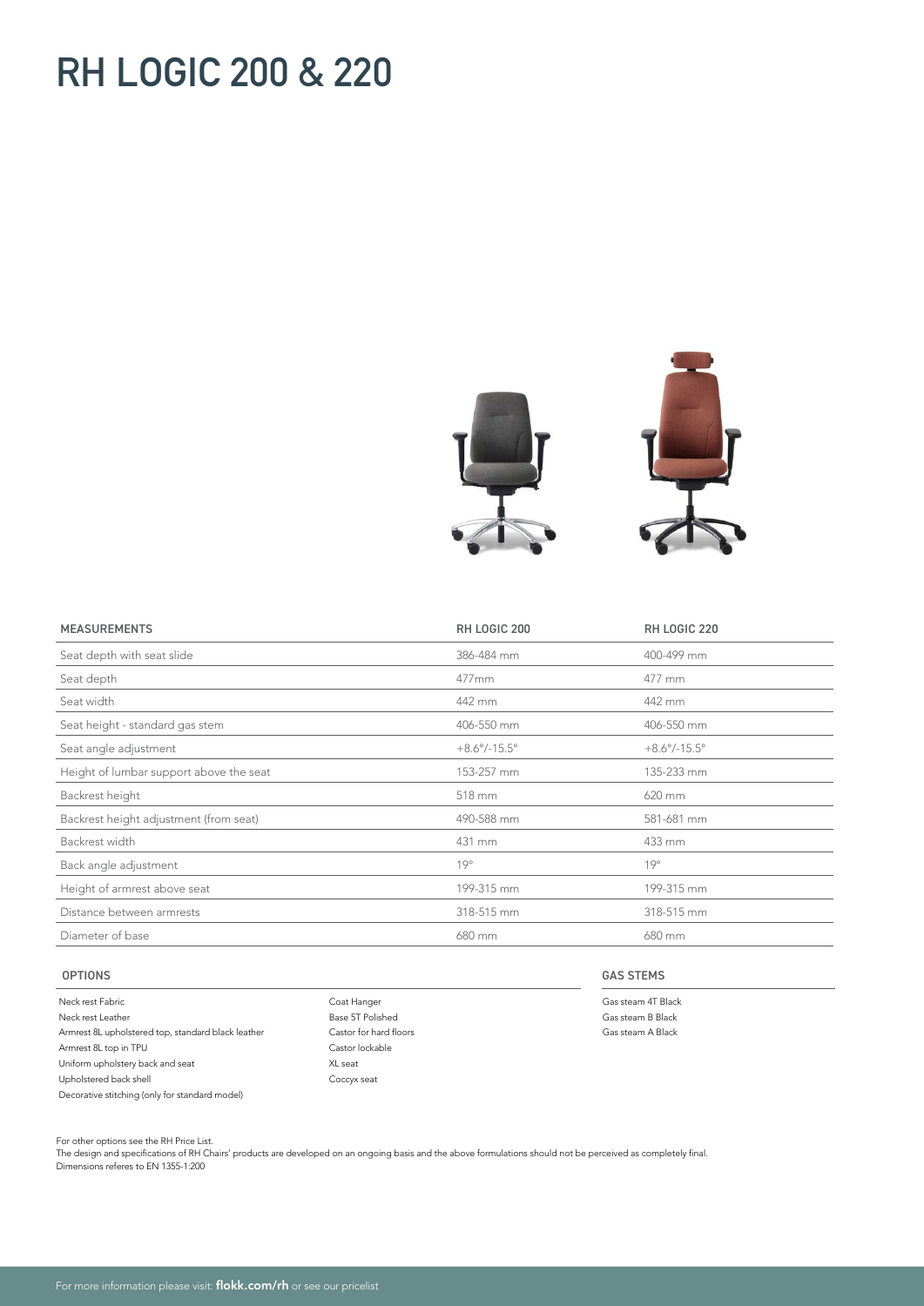# RH LOGIC 200 & 220

| MEASUREMENTS | RH LOGIC 200 | RH LOGIC 220 |
| --- | --- | --- |
| Seat depth with seat slide | 386-484 mm | 400-499 mm |
| Seat depth | 477mm | 477 mm |
| Seat width | 442 mm | 442 mm |
| Seat height - standard gas stem | 406-550 mm | 406-550 mm |
| Seat angle adjustment | +8.6°/-15.5° | +8.6°/-15.5° |
| Height of lumbar support above the seat | 153-257 mm | 135-233 mm |
| Backrest height | 518 mm | 620 mm |
| Backrest height adjustment (from seat) | 490-588 mm | 581-681 mm |
| Backrest width | 431 mm | 433 mm |
| Back angle adjustment | 19° | 19° |
| Height of armrest above seat | 199-315 mm | 199-315 mm |
| Distance between armrests | 318-515 mm | 318-515 mm |
| Diameter of base | 680 mm | 680 mm |

## OPTIONS

- Neck rest Fabric
- Neck rest Leather
- Armrest 8L upholstered top, standard black leather
- Armrest 8L top in TPU
- Uniform upholstery back and seat
- Upholstered back shell
- Decorative stitching (only for standard model)
- Coat Hanger
- Base 5T Polished
- Castor for hard floors
- Castor lockable
- XL seat
- Coccyx seat

## GAS STEMS

- Gas steam 4T Black
- Gas steam B Black
- Gas steam A Black

For other options see the RH Price List.
The design and specifications of RH Chairs' products are developed on an ongoing basis and the above formulations should not be perceived as completely final.
Dimensions referes to EN 1355-1:200

For more information please visit: **flokk.com/rh** or see our pricelist